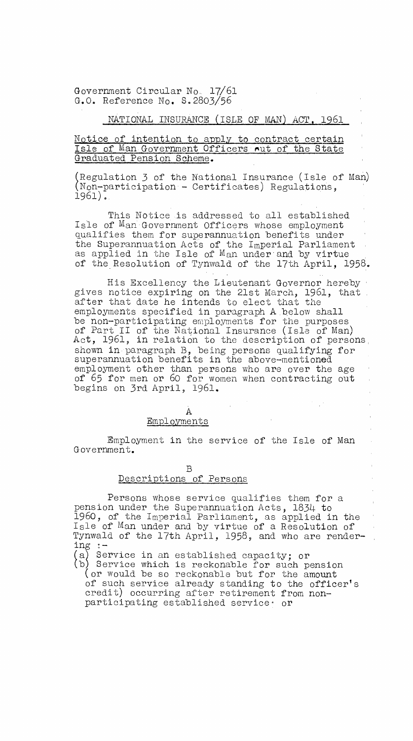Government Circular No. 17/61
G.O. Reference No. S.2803/56

NATIONAL INSURANCE (ISLE OF MAN) ACT, 1961

Notice of intention to apply to contract certain Isle of Man Government Officers out of the State Graduated Pension Scheme.

(Regulation 3 of the National Insurance (Isle of Man) (Non-participation - Certificates) Regulations, 1961).

This Notice is addressed to all established Isle of Man Government Officers whose employment qualifies them for superannuation benefits under the Superannuation Acts of the Imperial Parliament as applied in the Isle of Man under and by virtue of the Resolution of Tynwald of the 17th April, 1958.

His Excellency the Lieutenant Governor hereby gives notice expiring on the 21st March, 1961, that after that date he intends to elect that the employments specified in paragraph A below shall be non-participating employments for the purposes of Part II of the National Insurance (Isle of Man) Act, 1961, in relation to the description of persons shown in paragraph B, being persons qualifying for superannuation benefits in the above-mentioned employment other than persons who are over the age of 65 for men or 60 for women when contracting out begins on 3rd April, 1961.

## A
## Employments

Employment in the service of the Isle of Man Government.

## B
## Descriptions of Persons

Persons whose service qualifies them for a pension under the Superannuation Acts, 1834 to 1960, of the Imperial Parliament, as applied in the Isle of Man under and by virtue of a Resolution of Tynwald of the 17th April, 1958, and who are rendering :-

(a) Service in an established capacity; or
(b) Service which is reckonable for such pension (or would be so reckonable but for the amount of such service already standing to the officer's credit) occurring after retirement from non-participating established service; or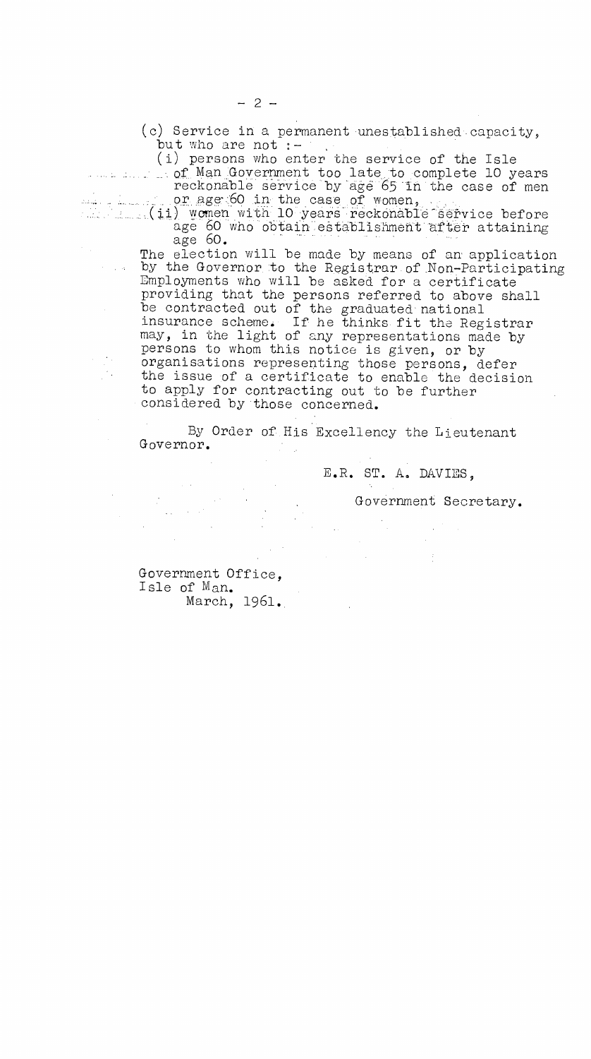(c) Service in a permanent unestablished capacity, but who are not :-

(i) persons who enter the service of the Isle of Man Government too late to complete 10 years reckonable service by age 65 in the case of men or age 60 in the case of women,

(ii) women with 10 years reckonable service before age 60 who obtain establishment after attaining age 60.

The election will be made by means of an application by the Governor to the Registrar of Non-Participating Employments who will be asked for a certificate providing that the persons referred to above shall be contracted out of the graduated national insurance scheme. If he thinks fit the Registrar may, in the light of any representations made by persons to whom this notice is given, or by organisations representing those persons, defer the issue of a certificate to enable the decision to apply for contracting out to be further considered by those concerned.

By Order of His Excellency the Lieutenant Governor.

E.R. ST. A. DAVIES,

Government Secretary.

Government Office,
Isle of Man.
March, 1961.